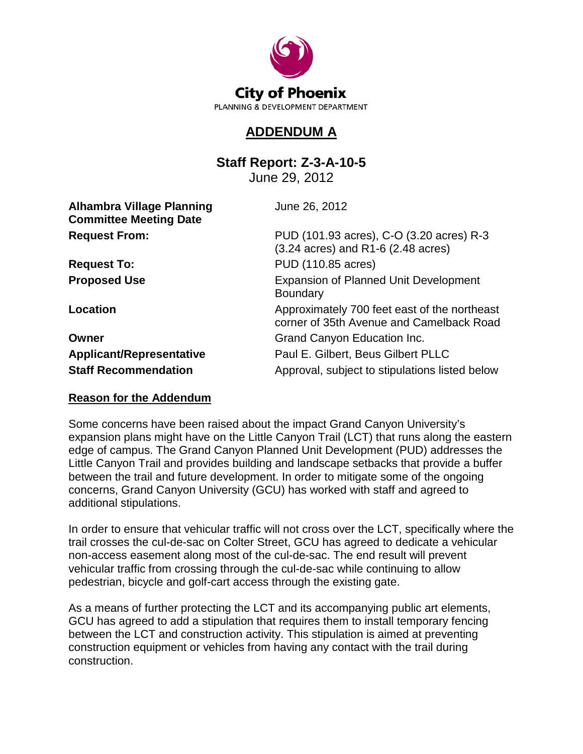City of Phoenix

PLANNING & DEVELOPMENT DEPARTMENT

# ADDENDUM A

## Staff Report: Z-3-A-10-5

June 29, 2012

| | |
|---|---|
| **Alhambra Village Planning Committee Meeting Date** | June 26, 2012 |
| **Request From:** | PUD (101.93 acres), C-O (3.20 acres) R-3 (3.24 acres) and R1-6 (2.48 acres) |
| **Request To:** | PUD (110.85 acres) |
| **Proposed Use** | Expansion of Planned Unit Development Boundary |
| **Location** | Approximately 700 feet east of the northeast corner of 35th Avenue and Camelback Road |
| **Owner** | Grand Canyon Education Inc. |
| **Applicant/Representative** | Paul E. Gilbert, Beus Gilbert PLLC |
| **Staff Recommendation** | Approval, subject to stipulations listed below |

### Reason for the Addendum

Some concerns have been raised about the impact Grand Canyon University's expansion plans might have on the Little Canyon Trail (LCT) that runs along the eastern edge of campus. The Grand Canyon Planned Unit Development (PUD) addresses the Little Canyon Trail and provides building and landscape setbacks that provide a buffer between the trail and future development. In order to mitigate some of the ongoing concerns, Grand Canyon University (GCU) has worked with staff and agreed to additional stipulations.

In order to ensure that vehicular traffic will not cross over the LCT, specifically where the trail crosses the cul-de-sac on Colter Street, GCU has agreed to dedicate a vehicular non-access easement along most of the cul-de-sac. The end result will prevent vehicular traffic from crossing through the cul-de-sac while continuing to allow pedestrian, bicycle and golf-cart access through the existing gate.

As a means of further protecting the LCT and its accompanying public art elements, GCU has agreed to add a stipulation that requires them to install temporary fencing between the LCT and construction activity. This stipulation is aimed at preventing construction equipment or vehicles from having any contact with the trail during construction.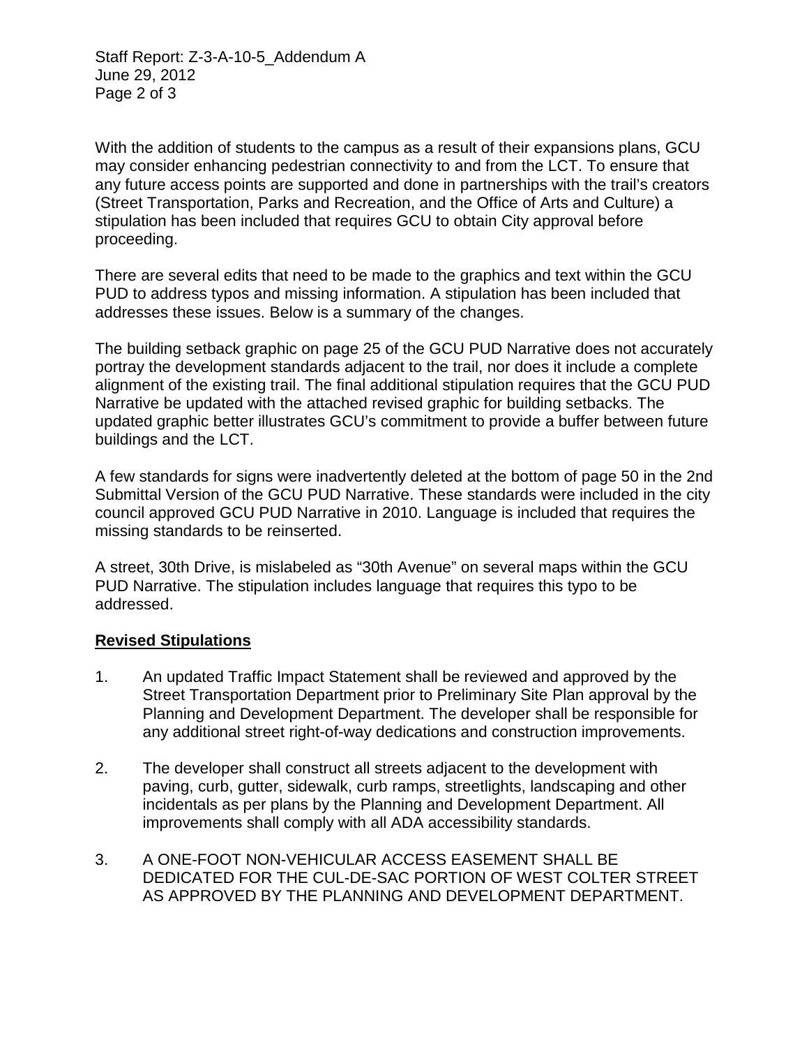With the addition of students to the campus as a result of their expansions plans, GCU may consider enhancing pedestrian connectivity to and from the LCT. To ensure that any future access points are supported and done in partnerships with the trail's creators (Street Transportation, Parks and Recreation, and the Office of Arts and Culture) a stipulation has been included that requires GCU to obtain City approval before proceeding.

There are several edits that need to be made to the graphics and text within the GCU PUD to address typos and missing information. A stipulation has been included that addresses these issues. Below is a summary of the changes.

The building setback graphic on page 25 of the GCU PUD Narrative does not accurately portray the development standards adjacent to the trail, nor does it include a complete alignment of the existing trail. The final additional stipulation requires that the GCU PUD Narrative be updated with the attached revised graphic for building setbacks. The updated graphic better illustrates GCU's commitment to provide a buffer between future buildings and the LCT.

A few standards for signs were inadvertently deleted at the bottom of page 50 in the 2nd Submittal Version of the GCU PUD Narrative. These standards were included in the city council approved GCU PUD Narrative in 2010. Language is included that requires the missing standards to be reinserted.

A street, 30th Drive, is mislabeled as "30th Avenue" on several maps within the GCU PUD Narrative. The stipulation includes language that requires this typo to be addressed.

## Revised Stipulations

1. An updated Traffic Impact Statement shall be reviewed and approved by the Street Transportation Department prior to Preliminary Site Plan approval by the Planning and Development Department. The developer shall be responsible for any additional street right-of-way dedications and construction improvements.

2. The developer shall construct all streets adjacent to the development with paving, curb, gutter, sidewalk, curb ramps, streetlights, landscaping and other incidentals as per plans by the Planning and Development Department. All improvements shall comply with all ADA accessibility standards.

3. A ONE-FOOT NON-VEHICULAR ACCESS EASEMENT SHALL BE DEDICATED FOR THE CUL-DE-SAC PORTION OF WEST COLTER STREET AS APPROVED BY THE PLANNING AND DEVELOPMENT DEPARTMENT.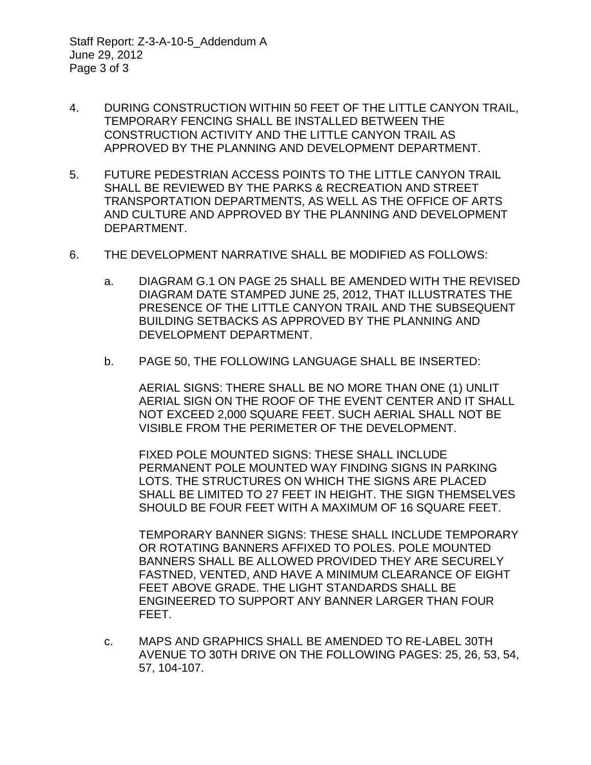4. DURING CONSTRUCTION WITHIN 50 FEET OF THE LITTLE CANYON TRAIL, TEMPORARY FENCING SHALL BE INSTALLED BETWEEN THE CONSTRUCTION ACTIVITY AND THE LITTLE CANYON TRAIL AS APPROVED BY THE PLANNING AND DEVELOPMENT DEPARTMENT.

5. FUTURE PEDESTRIAN ACCESS POINTS TO THE LITTLE CANYON TRAIL SHALL BE REVIEWED BY THE PARKS & RECREATION AND STREET TRANSPORTATION DEPARTMENTS, AS WELL AS THE OFFICE OF ARTS AND CULTURE AND APPROVED BY THE PLANNING AND DEVELOPMENT DEPARTMENT.

6. THE DEVELOPMENT NARRATIVE SHALL BE MODIFIED AS FOLLOWS:

   a. DIAGRAM G.1 ON PAGE 25 SHALL BE AMENDED WITH THE REVISED DIAGRAM DATE STAMPED JUNE 25, 2012, THAT ILLUSTRATES THE PRESENCE OF THE LITTLE CANYON TRAIL AND THE SUBSEQUENT BUILDING SETBACKS AS APPROVED BY THE PLANNING AND DEVELOPMENT DEPARTMENT.

   b. PAGE 50, THE FOLLOWING LANGUAGE SHALL BE INSERTED:

      AERIAL SIGNS: THERE SHALL BE NO MORE THAN ONE (1) UNLIT AERIAL SIGN ON THE ROOF OF THE EVENT CENTER AND IT SHALL NOT EXCEED 2,000 SQUARE FEET. SUCH AERIAL SHALL NOT BE VISIBLE FROM THE PERIMETER OF THE DEVELOPMENT.

      FIXED POLE MOUNTED SIGNS: THESE SHALL INCLUDE PERMANENT POLE MOUNTED WAY FINDING SIGNS IN PARKING LOTS. THE STRUCTURES ON WHICH THE SIGNS ARE PLACED SHALL BE LIMITED TO 27 FEET IN HEIGHT. THE SIGN THEMSELVES SHOULD BE FOUR FEET WITH A MAXIMUM OF 16 SQUARE FEET.

      TEMPORARY BANNER SIGNS: THESE SHALL INCLUDE TEMPORARY OR ROTATING BANNERS AFFIXED TO POLES. POLE MOUNTED BANNERS SHALL BE ALLOWED PROVIDED THEY ARE SECURELY FASTNED, VENTED, AND HAVE A MINIMUM CLEARANCE OF EIGHT FEET ABOVE GRADE. THE LIGHT STANDARDS SHALL BE ENGINEERED TO SUPPORT ANY BANNER LARGER THAN FOUR FEET.

   c. MAPS AND GRAPHICS SHALL BE AMENDED TO RE-LABEL 30TH AVENUE TO 30TH DRIVE ON THE FOLLOWING PAGES: 25, 26, 53, 54, 57, 104-107.